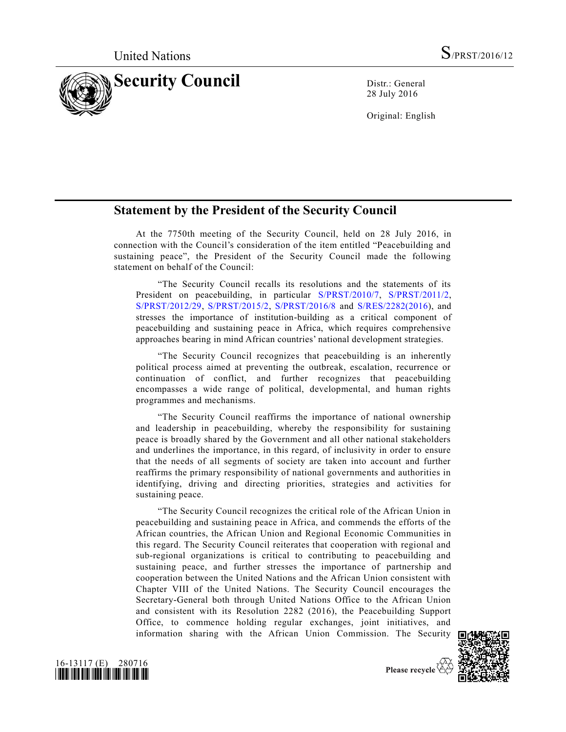United Nations

S/PRST/2016/12

# Security Council

Distr.: General
28 July 2016

Original: English

## Statement by the President of the Security Council

At the 7750th meeting of the Security Council, held on 28 July 2016, in connection with the Council's consideration of the item entitled "Peacebuilding and sustaining peace", the President of the Security Council made the following statement on behalf of the Council:

"The Security Council recalls its resolutions and the statements of its President on peacebuilding, in particular S/PRST/2010/7, S/PRST/2011/2, S/PRST/2012/29, S/PRST/2015/2, S/PRST/2016/8 and S/RES/2282(2016), and stresses the importance of institution-building as a critical component of peacebuilding and sustaining peace in Africa, which requires comprehensive approaches bearing in mind African countries' national development strategies.

"The Security Council recognizes that peacebuilding is an inherently political process aimed at preventing the outbreak, escalation, recurrence or continuation of conflict, and further recognizes that peacebuilding encompasses a wide range of political, developmental, and human rights programmes and mechanisms.

"The Security Council reaffirms the importance of national ownership and leadership in peacebuilding, whereby the responsibility for sustaining peace is broadly shared by the Government and all other national stakeholders and underlines the importance, in this regard, of inclusivity in order to ensure that the needs of all segments of society are taken into account and further reaffirms the primary responsibility of national governments and authorities in identifying, driving and directing priorities, strategies and activities for sustaining peace.

"The Security Council recognizes the critical role of the African Union in peacebuilding and sustaining peace in Africa, and commends the efforts of the African countries, the African Union and Regional Economic Communities in this regard. The Security Council reiterates that cooperation with regional and sub-regional organizations is critical to contributing to peacebuilding and sustaining peace, and further stresses the importance of partnership and cooperation between the United Nations and the African Union consistent with Chapter VIII of the United Nations. The Security Council encourages the Secretary-General both through United Nations Office to the African Union and consistent with its Resolution 2282 (2016), the Peacebuilding Support Office, to commence holding regular exchanges, joint initiatives, and information sharing with the African Union Commission. The Security

16-13117 (E) 280716

Please recycle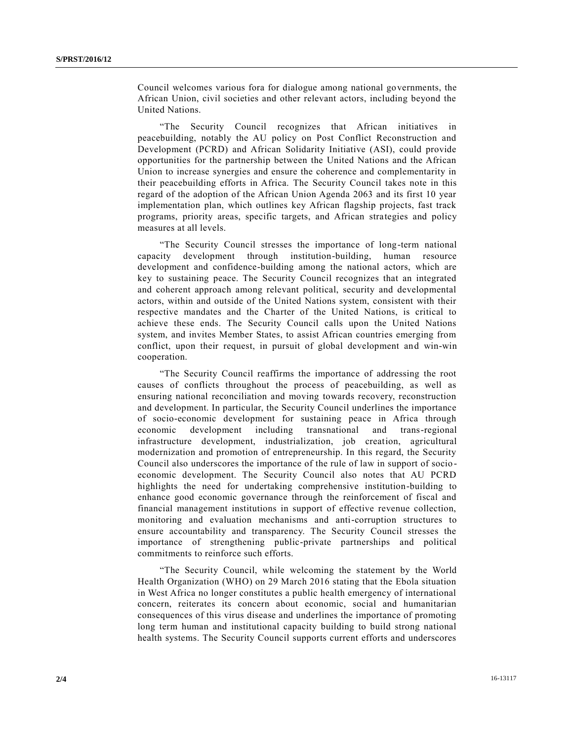Council welcomes various fora for dialogue among national governments, the African Union, civil societies and other relevant actors, including beyond the United Nations.

"The Security Council recognizes that African initiatives in peacebuilding, notably the AU policy on Post Conflict Reconstruction and Development (PCRD) and African Solidarity Initiative (ASI), could provide opportunities for the partnership between the United Nations and the African Union to increase synergies and ensure the coherence and complementarity in their peacebuilding efforts in Africa. The Security Council takes note in this regard of the adoption of the African Union Agenda 2063 and its first 10 year implementation plan, which outlines key African flagship projects, fast track programs, priority areas, specific targets, and African strategies and policy measures at all levels.

"The Security Council stresses the importance of long-term national capacity development through institution-building, human resource development and confidence-building among the national actors, which are key to sustaining peace. The Security Council recognizes that an integrated and coherent approach among relevant political, security and developmental actors, within and outside of the United Nations system, consistent with their respective mandates and the Charter of the United Nations, is critical to achieve these ends. The Security Council calls upon the United Nations system, and invites Member States, to assist African countries emerging from conflict, upon their request, in pursuit of global development and win-win cooperation.

"The Security Council reaffirms the importance of addressing the root causes of conflicts throughout the process of peacebuilding, as well as ensuring national reconciliation and moving towards recovery, reconstruction and development. In particular, the Security Council underlines the importance of socio-economic development for sustaining peace in Africa through economic development including transnational and trans-regional infrastructure development, industrialization, job creation, agricultural modernization and promotion of entrepreneurship. In this regard, the Security Council also underscores the importance of the rule of law in support of socio-economic development. The Security Council also notes that AU PCRD highlights the need for undertaking comprehensive institution-building to enhance good economic governance through the reinforcement of fiscal and financial management institutions in support of effective revenue collection, monitoring and evaluation mechanisms and anti-corruption structures to ensure accountability and transparency. The Security Council stresses the importance of strengthening public-private partnerships and political commitments to reinforce such efforts.

"The Security Council, while welcoming the statement by the World Health Organization (WHO) on 29 March 2016 stating that the Ebola situation in West Africa no longer constitutes a public health emergency of international concern, reiterates its concern about economic, social and humanitarian consequences of this virus disease and underlines the importance of promoting long term human and institutional capacity building to build strong national health systems. The Security Council supports current efforts and underscores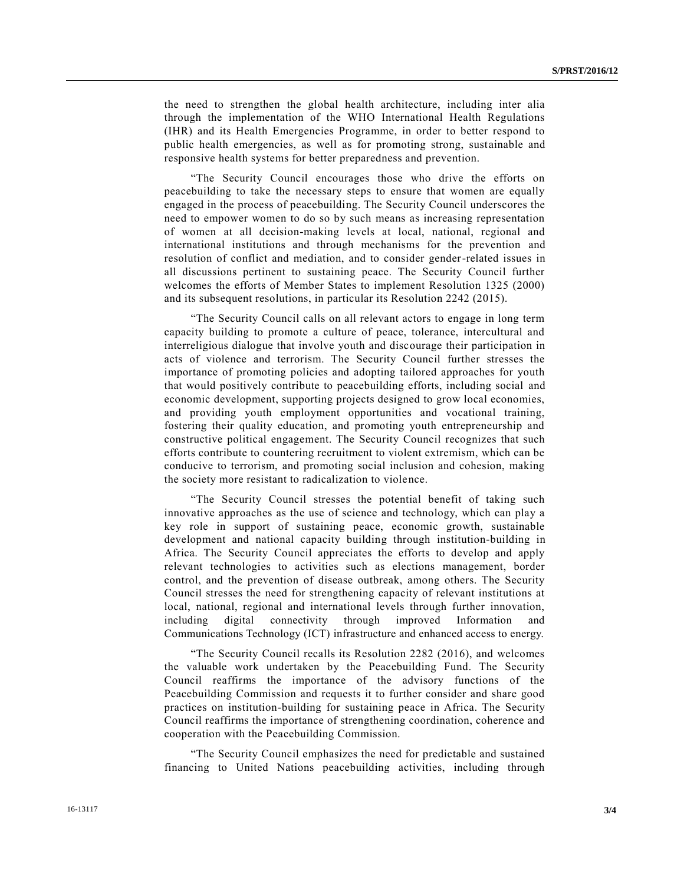the need to strengthen the global health architecture, including inter alia through the implementation of the WHO International Health Regulations (IHR) and its Health Emergencies Programme, in order to better respond to public health emergencies, as well as for promoting strong, sustainable and responsive health systems for better preparedness and prevention.

"The Security Council encourages those who drive the efforts on peacebuilding to take the necessary steps to ensure that women are equally engaged in the process of peacebuilding. The Security Council underscores the need to empower women to do so by such means as increasing representation of women at all decision-making levels at local, national, regional and international institutions and through mechanisms for the prevention and resolution of conflict and mediation, and to consider gender-related issues in all discussions pertinent to sustaining peace. The Security Council further welcomes the efforts of Member States to implement Resolution 1325 (2000) and its subsequent resolutions, in particular its Resolution 2242 (2015).

"The Security Council calls on all relevant actors to engage in long term capacity building to promote a culture of peace, tolerance, intercultural and interreligious dialogue that involve youth and discourage their participation in acts of violence and terrorism. The Security Council further stresses the importance of promoting policies and adopting tailored approaches for youth that would positively contribute to peacebuilding efforts, including social and economic development, supporting projects designed to grow local economies, and providing youth employment opportunities and vocational training, fostering their quality education, and promoting youth entrepreneurship and constructive political engagement. The Security Council recognizes that such efforts contribute to countering recruitment to violent extremism, which can be conducive to terrorism, and promoting social inclusion and cohesion, making the society more resistant to radicalization to violence.

"The Security Council stresses the potential benefit of taking such innovative approaches as the use of science and technology, which can play a key role in support of sustaining peace, economic growth, sustainable development and national capacity building through institution-building in Africa. The Security Council appreciates the efforts to develop and apply relevant technologies to activities such as elections management, border control, and the prevention of disease outbreak, among others. The Security Council stresses the need for strengthening capacity of relevant institutions at local, national, regional and international levels through further innovation, including digital connectivity through improved Information and Communications Technology (ICT) infrastructure and enhanced access to energy.

"The Security Council recalls its Resolution 2282 (2016), and welcomes the valuable work undertaken by the Peacebuilding Fund. The Security Council reaffirms the importance of the advisory functions of the Peacebuilding Commission and requests it to further consider and share good practices on institution-building for sustaining peace in Africa. The Security Council reaffirms the importance of strengthening coordination, coherence and cooperation with the Peacebuilding Commission.

"The Security Council emphasizes the need for predictable and sustained financing to United Nations peacebuilding activities, including through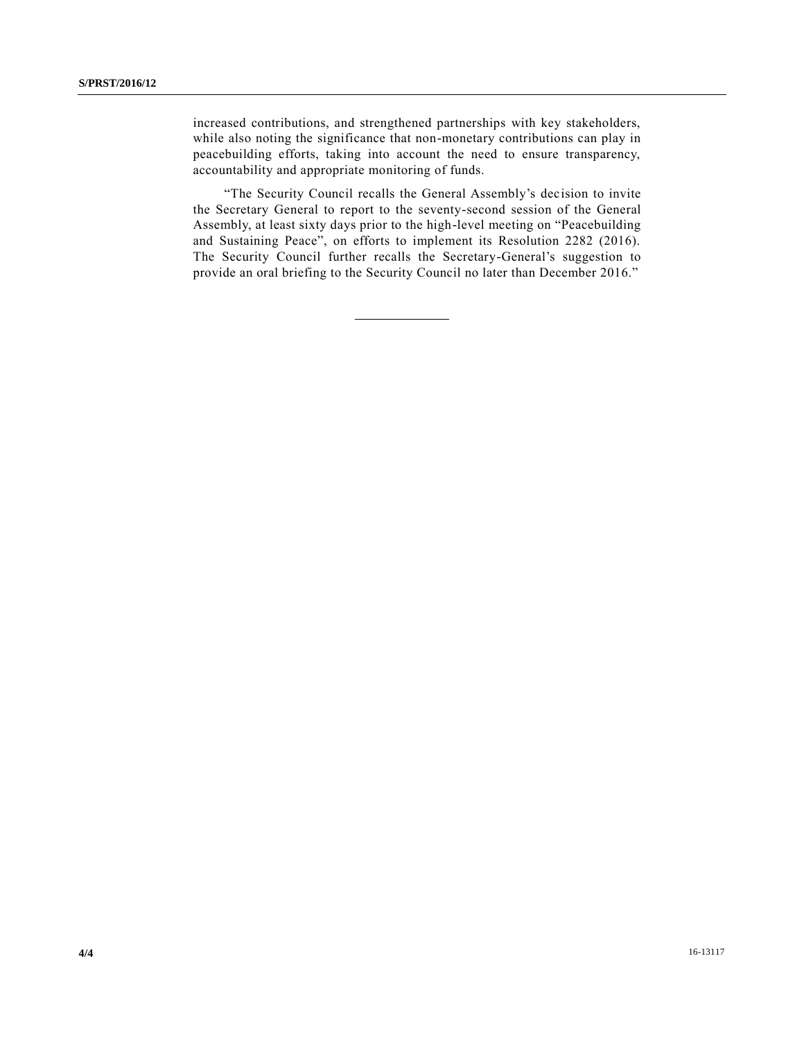increased contributions, and strengthened partnerships with key stakeholders, while also noting the significance that non-monetary contributions can play in peacebuilding efforts, taking into account the need to ensure transparency, accountability and appropriate monitoring of funds.

"The Security Council recalls the General Assembly's decision to invite the Secretary General to report to the seventy-second session of the General Assembly, at least sixty days prior to the high-level meeting on "Peacebuilding and Sustaining Peace", on efforts to implement its Resolution 2282 (2016). The Security Council further recalls the Secretary-General's suggestion to provide an oral briefing to the Security Council no later than December 2016."